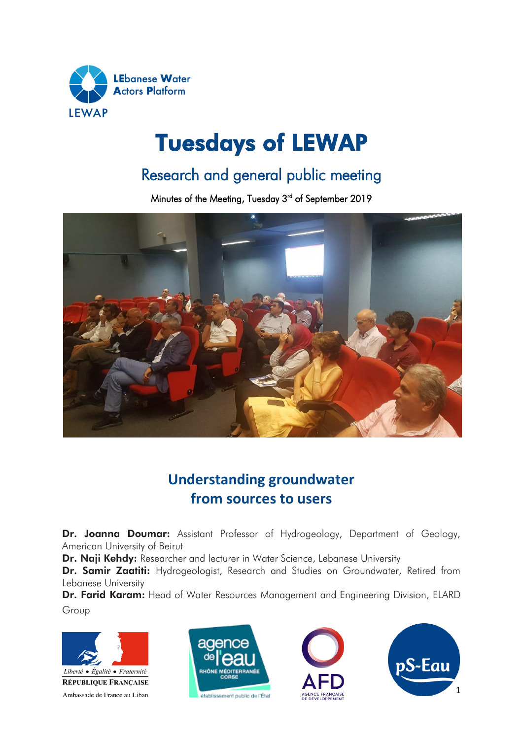LEbanese Water Actors Platform

LEWAP

# Tuesdays of LEWAP

## Research and general public meeting

Minutes of the Meeting, Tuesday 3rd of September 2019

## Understanding groundwater from sources to users

**Dr. Joanna Doumar:** Assistant Professor of Hydrogeology, Department of Geology, American University of Beirut

**Dr. Naji Kehdy:** Researcher and lecturer in Water Science, Lebanese University

**Dr. Samir Zaatiti:** Hydrogeologist, Research and Studies on Groundwater, Retired from Lebanese University

**Dr. Farid Karam:** Head of Water Resources Management and Engineering Division, ELARD Group

Liberté • Égalité • Fraternité
RÉPUBLIQUE FRANÇAISE
Ambassade de France au Liban

agence de l'eau RHÔNE MÉDITERRANÉE CORSE
établissement public de l'État

AFD AGENCE FRANÇAISE DE DÉVELOPPEMENT

pS-Eau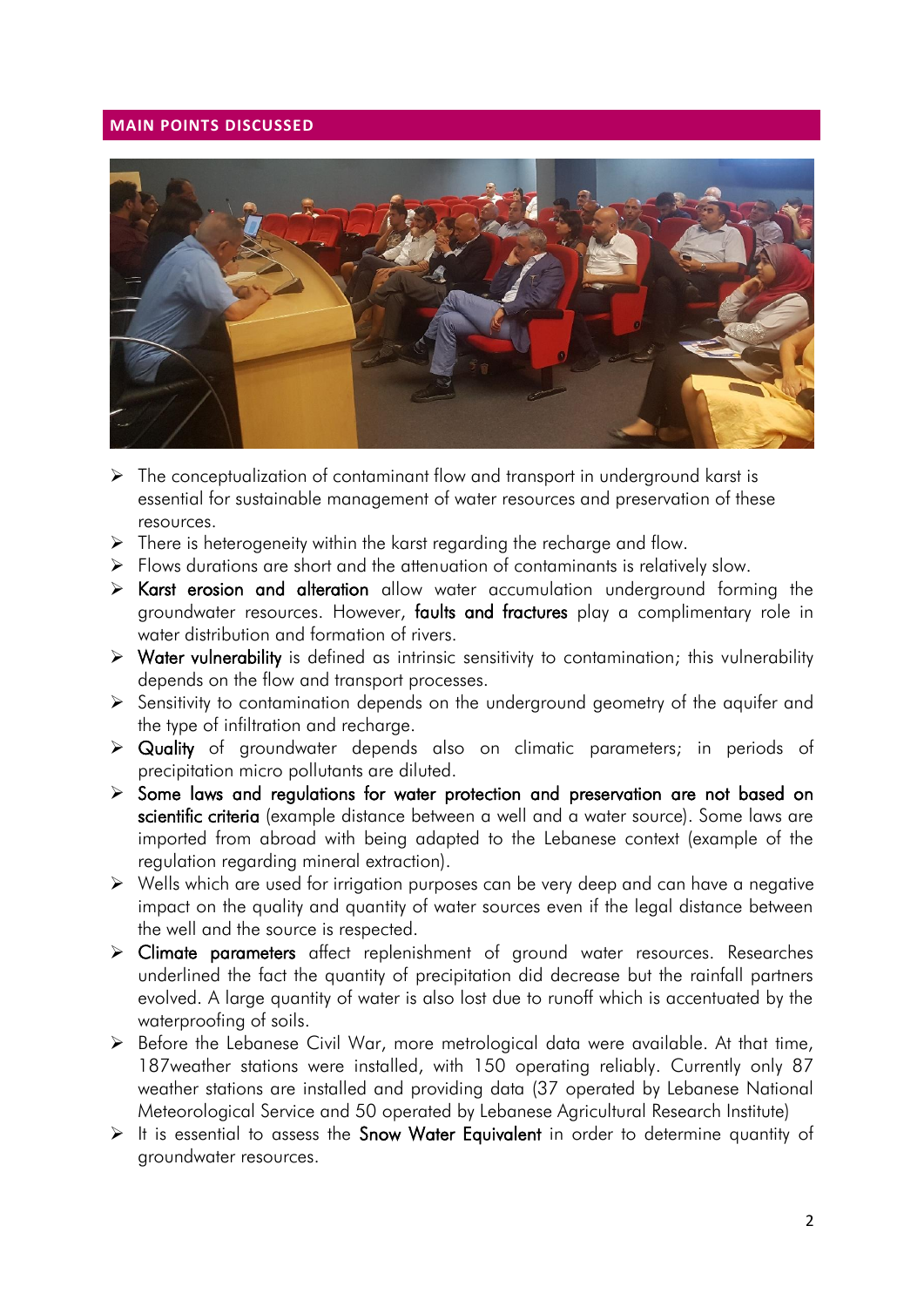## MAIN POINTS DISCUSSED

- The conceptualization of contaminant flow and transport in underground karst is essential for sustainable management of water resources and preservation of these resources.
- There is heterogeneity within the karst regarding the recharge and flow.
- Flows durations are short and the attenuation of contaminants is relatively slow.
- **Karst erosion and alteration** allow water accumulation underground forming the groundwater resources. However, **faults and fractures** play a complimentary role in water distribution and formation of rivers.
- **Water vulnerability** is defined as intrinsic sensitivity to contamination; this vulnerability depends on the flow and transport processes.
- Sensitivity to contamination depends on the underground geometry of the aquifer and the type of infiltration and recharge.
- **Quality** of groundwater depends also on climatic parameters; in periods of precipitation micro pollutants are diluted.
- **Some laws and regulations for water protection and preservation are not based on scientific criteria** (example distance between a well and a water source). Some laws are imported from abroad with being adapted to the Lebanese context (example of the regulation regarding mineral extraction).
- Wells which are used for irrigation purposes can be very deep and can have a negative impact on the quality and quantity of water sources even if the legal distance between the well and the source is respected.
- **Climate parameters** affect replenishment of ground water resources. Researches underlined the fact the quantity of precipitation did decrease but the rainfall partners evolved. A large quantity of water is also lost due to runoff which is accentuated by the waterproofing of soils.
- Before the Lebanese Civil War, more metrological data were available. At that time, 187weather stations were installed, with 150 operating reliably. Currently only 87 weather stations are installed and providing data (37 operated by Lebanese National Meteorological Service and 50 operated by Lebanese Agricultural Research Institute)
- It is essential to assess the **Snow Water Equivalent** in order to determine quantity of groundwater resources.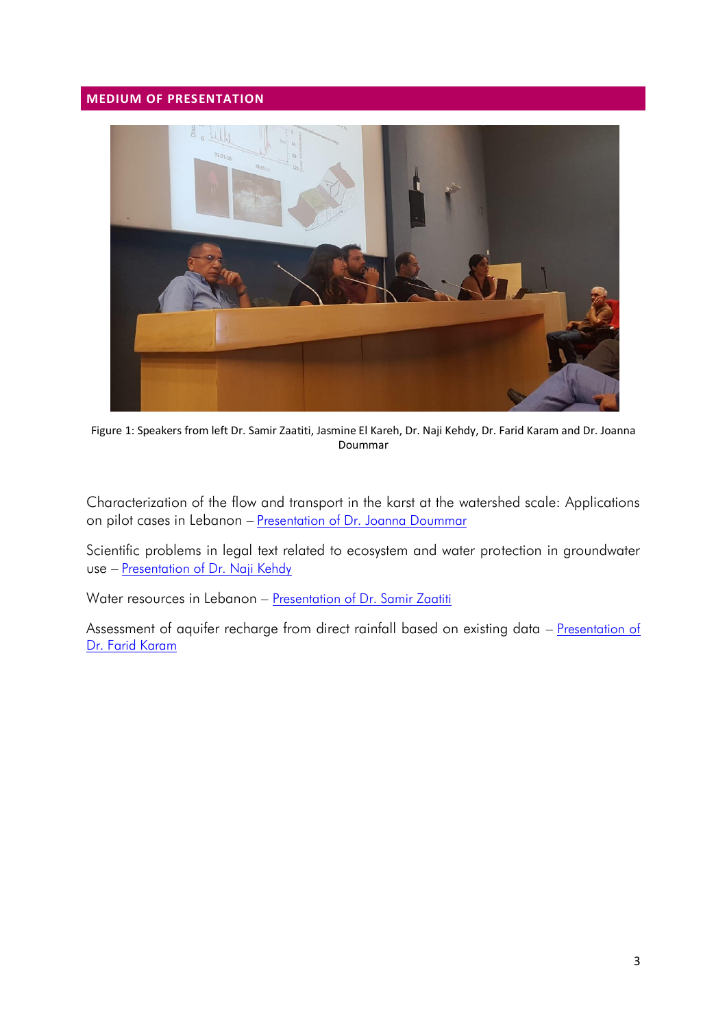## MEDIUM OF PRESENTATION

Figure 1: Speakers from left Dr. Samir Zaatiti, Jasmine El Kareh, Dr. Naji Kehdy, Dr. Farid Karam and Dr. Joanna Doummar

Characterization of the flow and transport in the karst at the watershed scale: Applications on pilot cases in Lebanon – Presentation of Dr. Joanna Doummar

Scientific problems in legal text related to ecosystem and water protection in groundwater use – Presentation of Dr. Naji Kehdy

Water resources in Lebanon – Presentation of Dr. Samir Zaatiti

Assessment of aquifer recharge from direct rainfall based on existing data – Presentation of Dr. Farid Karam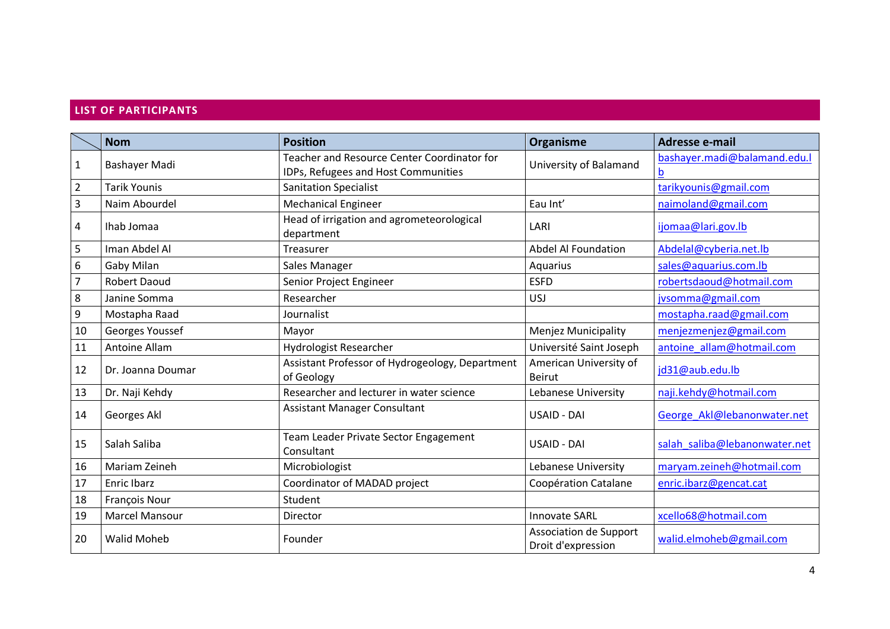## LIST OF PARTICIPANTS

| | Nom | Position | Organisme | Adresse e-mail |
|---|---|---|---|---|
| 1 | Bashayer Madi | Teacher and Resource Center Coordinator for IDPs, Refugees and Host Communities | University of Balamand | bashayer.madi@balamand.edu.lb |
| 2 | Tarik Younis | Sanitation Specialist | | tarikyounis@gmail.com |
| 3 | Naim Abourdel | Mechanical Engineer | Eau Int' | naimoland@gmail.com |
| 4 | Ihab Jomaa | Head of irrigation and agrometeorological department | LARI | ijomaa@lari.gov.lb |
| 5 | Iman Abdel Al | Treasurer | Abdel Al Foundation | Abdelal@cyberia.net.lb |
| 6 | Gaby Milan | Sales Manager | Aquarius | sales@aquarius.com.lb |
| 7 | Robert Daoud | Senior Project Engineer | ESFD | robertsdaoud@hotmail.com |
| 8 | Janine Somma | Researcher | USJ | jvsomma@gmail.com |
| 9 | Mostapha Raad | Journalist | | mostapha.raad@gmail.com |
| 10 | Georges Youssef | Mayor | Menjez Municipality | menjezmenjez@gmail.com |
| 11 | Antoine Allam | Hydrologist Researcher | Université Saint Joseph | antoine_allam@hotmail.com |
| 12 | Dr. Joanna Doumar | Assistant Professor of Hydrogeology, Department of Geology | American University of Beirut | jd31@aub.edu.lb |
| 13 | Dr. Naji Kehdy | Researcher and lecturer in water science | Lebanese University | naji.kehdy@hotmail.com |
| 14 | Georges Akl | Assistant Manager Consultant | USAID - DAI | George_Akl@lebanonwater.net |
| 15 | Salah Saliba | Team Leader Private Sector Engagement Consultant | USAID - DAI | salah_saliba@lebanonwater.net |
| 16 | Mariam Zeineh | Microbiologist | Lebanese University | maryam.zeineh@hotmail.com |
| 17 | Enric Ibarz | Coordinator of MADAD project | Coopération Catalane | enric.ibarz@gencat.cat |
| 18 | François Nour | Student | | |
| 19 | Marcel Mansour | Director | Innovate SARL | xcello68@hotmail.com |
| 20 | Walid Moheb | Founder | Association de Support Droit d'expression | walid.elmoheb@gmail.com |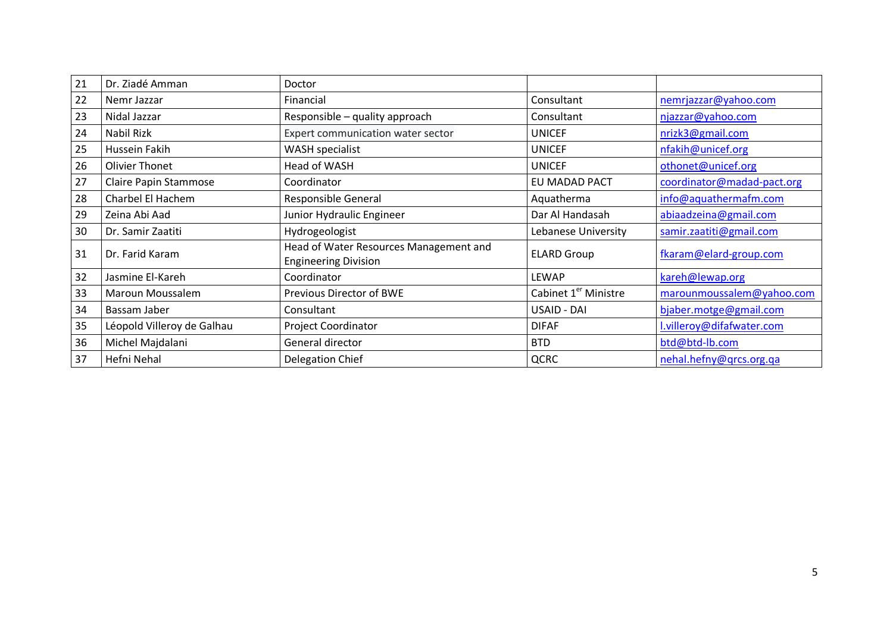| | | | | |
|---|---|---|---|---|
| 21 | Dr. Ziadé Amman | Doctor | | |
| 22 | Nemr Jazzar | Financial | Consultant | nemrjazzar@yahoo.com |
| 23 | Nidal Jazzar | Responsible – quality approach | Consultant | njazzar@yahoo.com |
| 24 | Nabil Rizk | Expert communication water sector | UNICEF | nrizk3@gmail.com |
| 25 | Hussein Fakih | WASH specialist | UNICEF | nfakih@unicef.org |
| 26 | Olivier Thonet | Head of WASH | UNICEF | othonet@unicef.org |
| 27 | Claire Papin Stammose | Coordinator | EU MADAD PACT | coordinator@madad-pact.org |
| 28 | Charbel El Hachem | Responsible General | Aquatherma | info@aquathermafm.com |
| 29 | Zeina Abi Aad | Junior Hydraulic Engineer | Dar Al Handasah | abiaadzeina@gmail.com |
| 30 | Dr. Samir Zaatiti | Hydrogeologist | Lebanese University | samir.zaatiti@gmail.com |
| 31 | Dr. Farid Karam | Head of Water Resources Management and Engineering Division | ELARD Group | fkaram@elard-group.com |
| 32 | Jasmine El-Kareh | Coordinator | LEWAP | kareh@lewap.org |
| 33 | Maroun Moussalem | Previous Director of BWE | Cabinet 1[er] Ministre | marounmoussalem@yahoo.com |
| 34 | Bassam Jaber | Consultant | USAID - DAI | bjaber.motge@gmail.com |
| 35 | Léopold Villeroy de Galhau | Project Coordinator | DIFAF | l.villeroy@difafwater.com |
| 36 | Michel Majdalani | General director | BTD | btd@btd-lb.com |
| 37 | Hefni Nehal | Delegation Chief | QCRC | nehal.hefny@qrcs.org.qa |